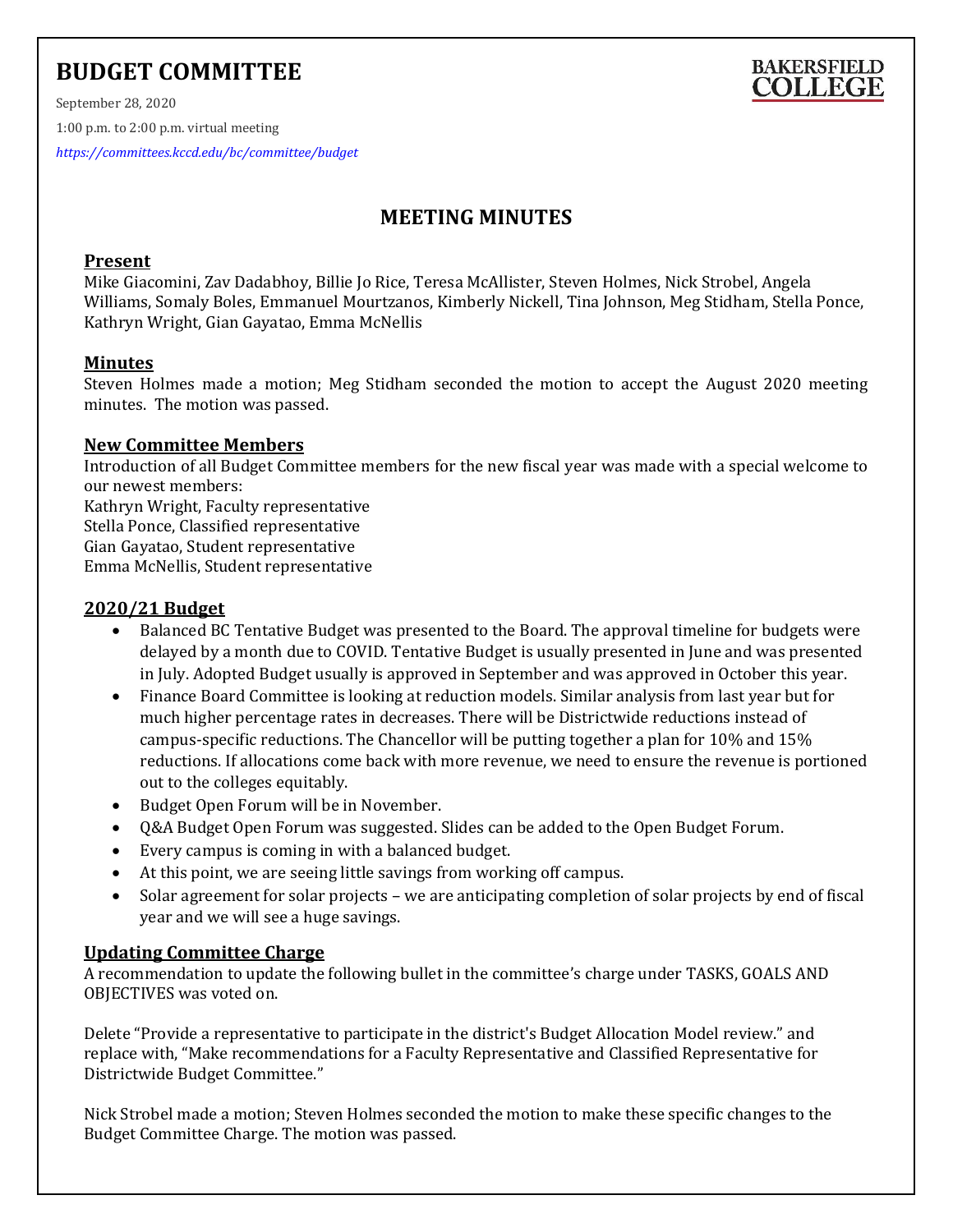# BUDGET COMMITTEE

BAKERSFIELD COLLEGE

September 28, 2020

1:00 p.m. to 2:00 p.m. virtual meeting

*https://committees.kccd.edu/bc/committee/budget*

## MEETING MINUTES

### Present

Mike Giacomini, Zav Dadabhoy, Billie Jo Rice, Teresa McAllister, Steven Holmes, Nick Strobel, Angela Williams, Somaly Boles, Emmanuel Mourtzanos, Kimberly Nickell, Tina Johnson, Meg Stidham, Stella Ponce, Kathryn Wright, Gian Gayatao, Emma McNellis

### Minutes

Steven Holmes made a motion; Meg Stidham seconded the motion to accept the August 2020 meeting minutes. The motion was passed.

### New Committee Members

Introduction of all Budget Committee members for the new fiscal year was made with a special welcome to our newest members:

Kathryn Wright, Faculty representative
Stella Ponce, Classified representative
Gian Gayatao, Student representative
Emma McNellis, Student representative

### 2020/21 Budget

- Balanced BC Tentative Budget was presented to the Board. The approval timeline for budgets were delayed by a month due to COVID. Tentative Budget is usually presented in June and was presented in July. Adopted Budget usually is approved in September and was approved in October this year.
- Finance Board Committee is looking at reduction models. Similar analysis from last year but for much higher percentage rates in decreases. There will be Districtwide reductions instead of campus-specific reductions. The Chancellor will be putting together a plan for 10% and 15% reductions. If allocations come back with more revenue, we need to ensure the revenue is portioned out to the colleges equitably.
- Budget Open Forum will be in November.
- Q&A Budget Open Forum was suggested. Slides can be added to the Open Budget Forum.
- Every campus is coming in with a balanced budget.
- At this point, we are seeing little savings from working off campus.
- Solar agreement for solar projects – we are anticipating completion of solar projects by end of fiscal year and we will see a huge savings.

### Updating Committee Charge

A recommendation to update the following bullet in the committee's charge under TASKS, GOALS AND OBJECTIVES was voted on.

Delete "Provide a representative to participate in the district's Budget Allocation Model review." and replace with, "Make recommendations for a Faculty Representative and Classified Representative for Districtwide Budget Committee."

Nick Strobel made a motion; Steven Holmes seconded the motion to make these specific changes to the Budget Committee Charge. The motion was passed.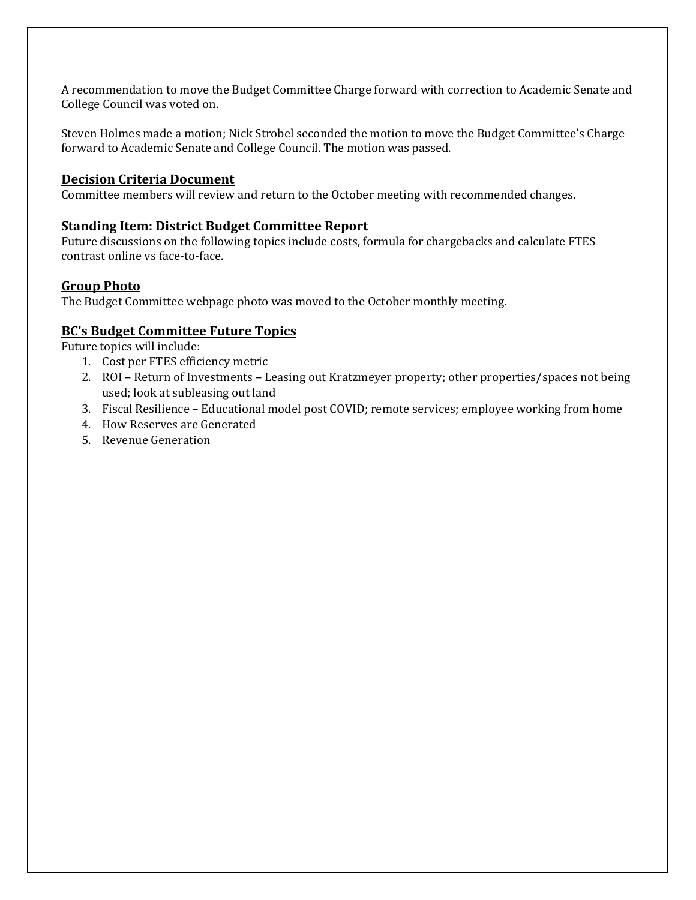A recommendation to move the Budget Committee Charge forward with correction to Academic Senate and College Council was voted on.

Steven Holmes made a motion; Nick Strobel seconded the motion to move the Budget Committee's Charge forward to Academic Senate and College Council. The motion was passed.

### Decision Criteria Document

Committee members will review and return to the October meeting with recommended changes.

### Standing Item: District Budget Committee Report

Future discussions on the following topics include costs, formula for chargebacks and calculate FTES contrast online vs face-to-face.

### Group Photo

The Budget Committee webpage photo was moved to the October monthly meeting.

### BC's Budget Committee Future Topics

Future topics will include:

1. Cost per FTES efficiency metric
2. ROI – Return of Investments – Leasing out Kratzmeyer property; other properties/spaces not being used; look at subleasing out land
3. Fiscal Resilience – Educational model post COVID; remote services; employee working from home
4. How Reserves are Generated
5. Revenue Generation